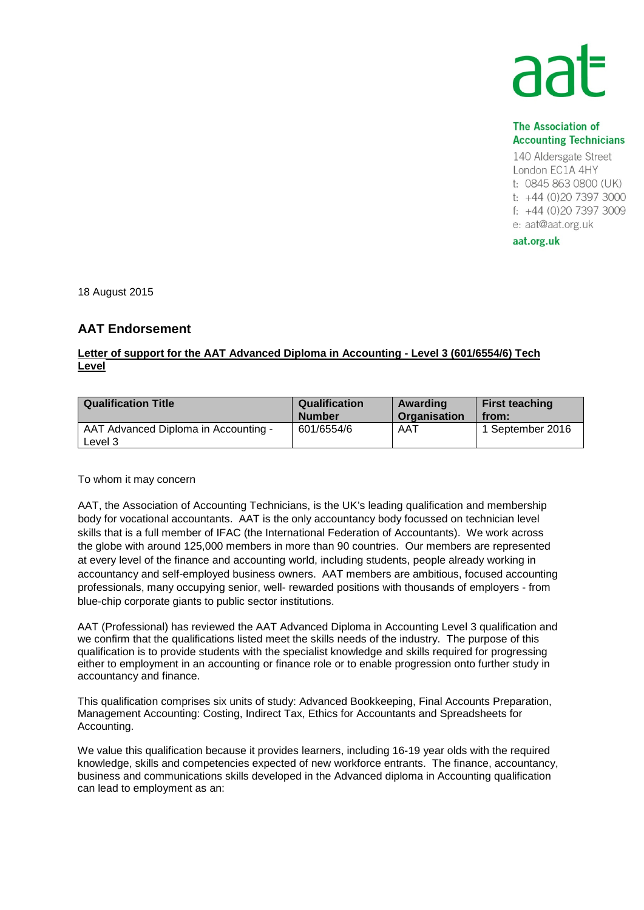aat

**The Association of Accounting Technicians**
140 Aldersgate Street
London EC1A 4HY
t: 0845 863 0800 (UK)
t: +44 (0)20 7397 3000
f: +44 (0)20 7397 3009
e: aat@aat.org.uk

**aat.org.uk**

18 August 2015

## AAT Endorsement

**Letter of support for the AAT Advanced Diploma in Accounting - Level 3 (601/6554/6) Tech Level**

| Qualification Title | Qualification Number | Awarding Organisation | First teaching from: |
|---|---|---|---|
| AAT Advanced Diploma in Accounting - Level 3 | 601/6554/6 | AAT | 1 September 2016 |

To whom it may concern

AAT, the Association of Accounting Technicians, is the UK's leading qualification and membership body for vocational accountants. AAT is the only accountancy body focussed on technician level skills that is a full member of IFAC (the International Federation of Accountants). We work across the globe with around 125,000 members in more than 90 countries. Our members are represented at every level of the finance and accounting world, including students, people already working in accountancy and self-employed business owners. AAT members are ambitious, focused accounting professionals, many occupying senior, well- rewarded positions with thousands of employers - from blue-chip corporate giants to public sector institutions.

AAT (Professional) has reviewed the AAT Advanced Diploma in Accounting Level 3 qualification and we confirm that the qualifications listed meet the skills needs of the industry. The purpose of this qualification is to provide students with the specialist knowledge and skills required for progressing either to employment in an accounting or finance role or to enable progression onto further study in accountancy and finance.

This qualification comprises six units of study: Advanced Bookkeeping, Final Accounts Preparation, Management Accounting: Costing, Indirect Tax, Ethics for Accountants and Spreadsheets for Accounting.

We value this qualification because it provides learners, including 16-19 year olds with the required knowledge, skills and competencies expected of new workforce entrants. The finance, accountancy, business and communications skills developed in the Advanced diploma in Accounting qualification can lead to employment as an: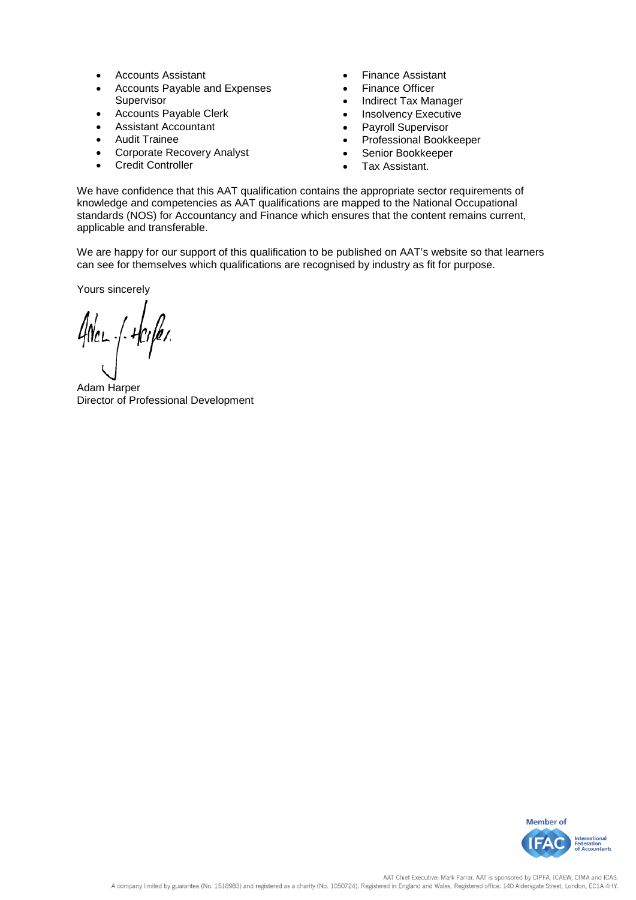- Accounts Assistant
- Accounts Payable and Expenses Supervisor
- Accounts Payable Clerk
- Assistant Accountant
- Audit Trainee
- Corporate Recovery Analyst
- Credit Controller
- Finance Assistant
- Finance Officer
- Indirect Tax Manager
- Insolvency Executive
- Payroll Supervisor
- Professional Bookkeeper
- Senior Bookkeeper
- Tax Assistant.

We have confidence that this AAT qualification contains the appropriate sector requirements of knowledge and competencies as AAT qualifications are mapped to the National Occupational standards (NOS) for Accountancy and Finance which ensures that the content remains current, applicable and transferable.

We are happy for our support of this qualification to be published on AAT's website so that learners can see for themselves which qualifications are recognised by industry as fit for purpose.

Yours sincerely

Adam Harper
Director of Professional Development

Member of IFAC International Federation of Accountants

AAT Chief Executive: Mark Farrar. AAT is sponsored by CIPFA, ICAEW, CIMA and ICAS.
A company limited by guarantee (No. 1518983) and registered as a charity (No. 1050724). Registered in England and Wales, Registered office: 140 Aldersgate Street, London, EC1A 4HY.